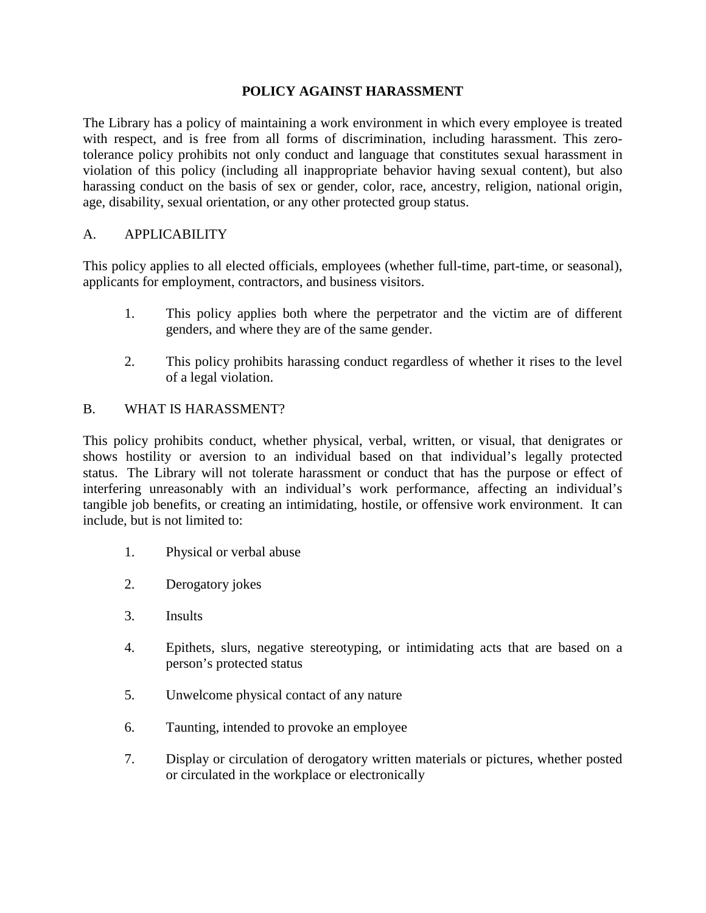# POLICY AGAINST HARASSMENT

The Library has a policy of maintaining a work environment in which every employee is treated with respect, and is free from all forms of discrimination, including harassment. This zero-tolerance policy prohibits not only conduct and language that constitutes sexual harassment in violation of this policy (including all inappropriate behavior having sexual content), but also harassing conduct on the basis of sex or gender, color, race, ancestry, religion, national origin, age, disability, sexual orientation, or any other protected group status.

## A. APPLICABILITY

This policy applies to all elected officials, employees (whether full-time, part-time, or seasonal), applicants for employment, contractors, and business visitors.

1. This policy applies both where the perpetrator and the victim are of different genders, and where they are of the same gender.

2. This policy prohibits harassing conduct regardless of whether it rises to the level of a legal violation.

## B. WHAT IS HARASSMENT?

This policy prohibits conduct, whether physical, verbal, written, or visual, that denigrates or shows hostility or aversion to an individual based on that individual's legally protected status. The Library will not tolerate harassment or conduct that has the purpose or effect of interfering unreasonably with an individual's work performance, affecting an individual's tangible job benefits, or creating an intimidating, hostile, or offensive work environment. It can include, but is not limited to:

1. Physical or verbal abuse

2. Derogatory jokes

3. Insults

4. Epithets, slurs, negative stereotyping, or intimidating acts that are based on a person's protected status

5. Unwelcome physical contact of any nature

6. Taunting, intended to provoke an employee

7. Display or circulation of derogatory written materials or pictures, whether posted or circulated in the workplace or electronically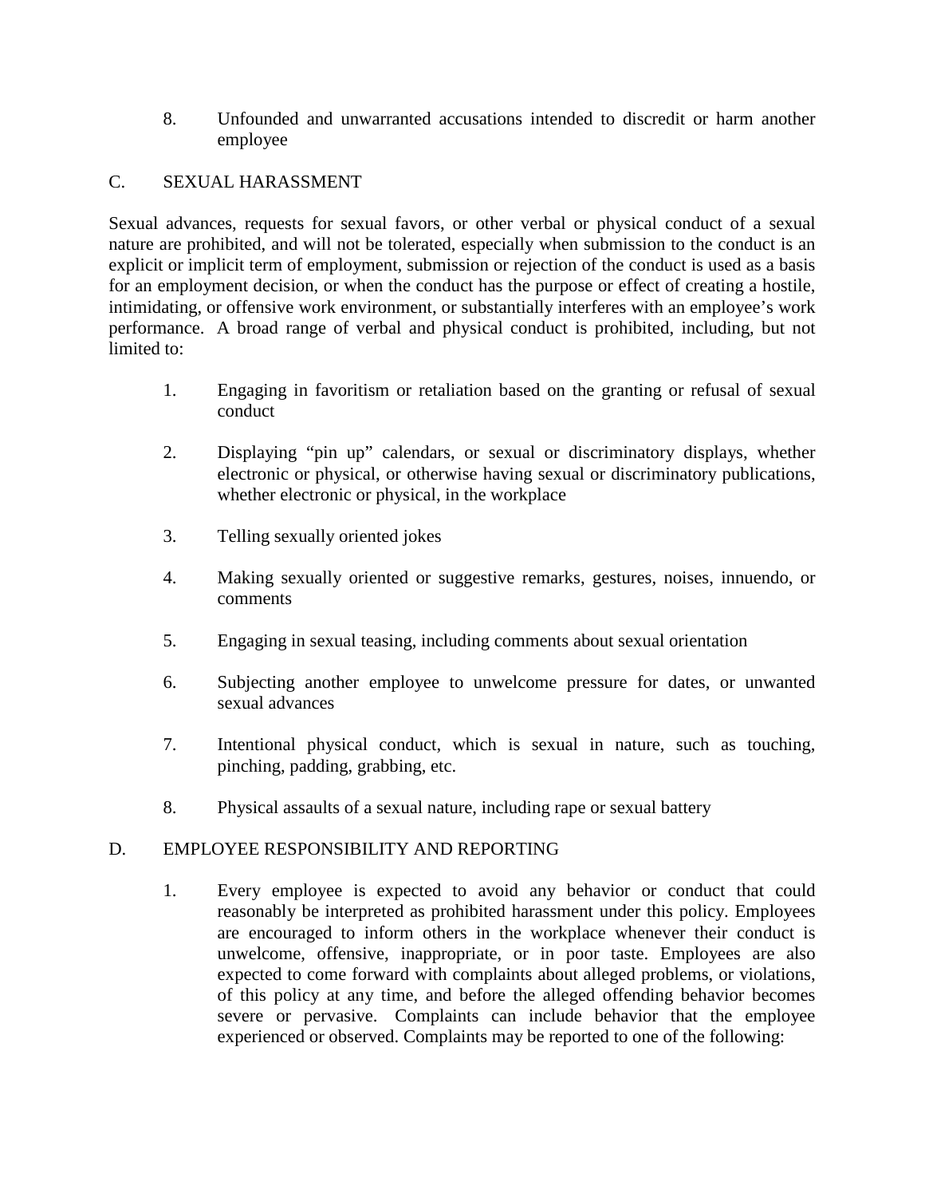8. Unfounded and unwarranted accusations intended to discredit or harm another employee

## C. SEXUAL HARASSMENT

Sexual advances, requests for sexual favors, or other verbal or physical conduct of a sexual nature are prohibited, and will not be tolerated, especially when submission to the conduct is an explicit or implicit term of employment, submission or rejection of the conduct is used as a basis for an employment decision, or when the conduct has the purpose or effect of creating a hostile, intimidating, or offensive work environment, or substantially interferes with an employee's work performance. A broad range of verbal and physical conduct is prohibited, including, but not limited to:

1. Engaging in favoritism or retaliation based on the granting or refusal of sexual conduct

2. Displaying "pin up" calendars, or sexual or discriminatory displays, whether electronic or physical, or otherwise having sexual or discriminatory publications, whether electronic or physical, in the workplace

3. Telling sexually oriented jokes

4. Making sexually oriented or suggestive remarks, gestures, noises, innuendo, or comments

5. Engaging in sexual teasing, including comments about sexual orientation

6. Subjecting another employee to unwelcome pressure for dates, or unwanted sexual advances

7. Intentional physical conduct, which is sexual in nature, such as touching, pinching, padding, grabbing, etc.

8. Physical assaults of a sexual nature, including rape or sexual battery

## D. EMPLOYEE RESPONSIBILITY AND REPORTING

1. Every employee is expected to avoid any behavior or conduct that could reasonably be interpreted as prohibited harassment under this policy. Employees are encouraged to inform others in the workplace whenever their conduct is unwelcome, offensive, inappropriate, or in poor taste. Employees are also expected to come forward with complaints about alleged problems, or violations, of this policy at any time, and before the alleged offending behavior becomes severe or pervasive. Complaints can include behavior that the employee experienced or observed. Complaints may be reported to one of the following: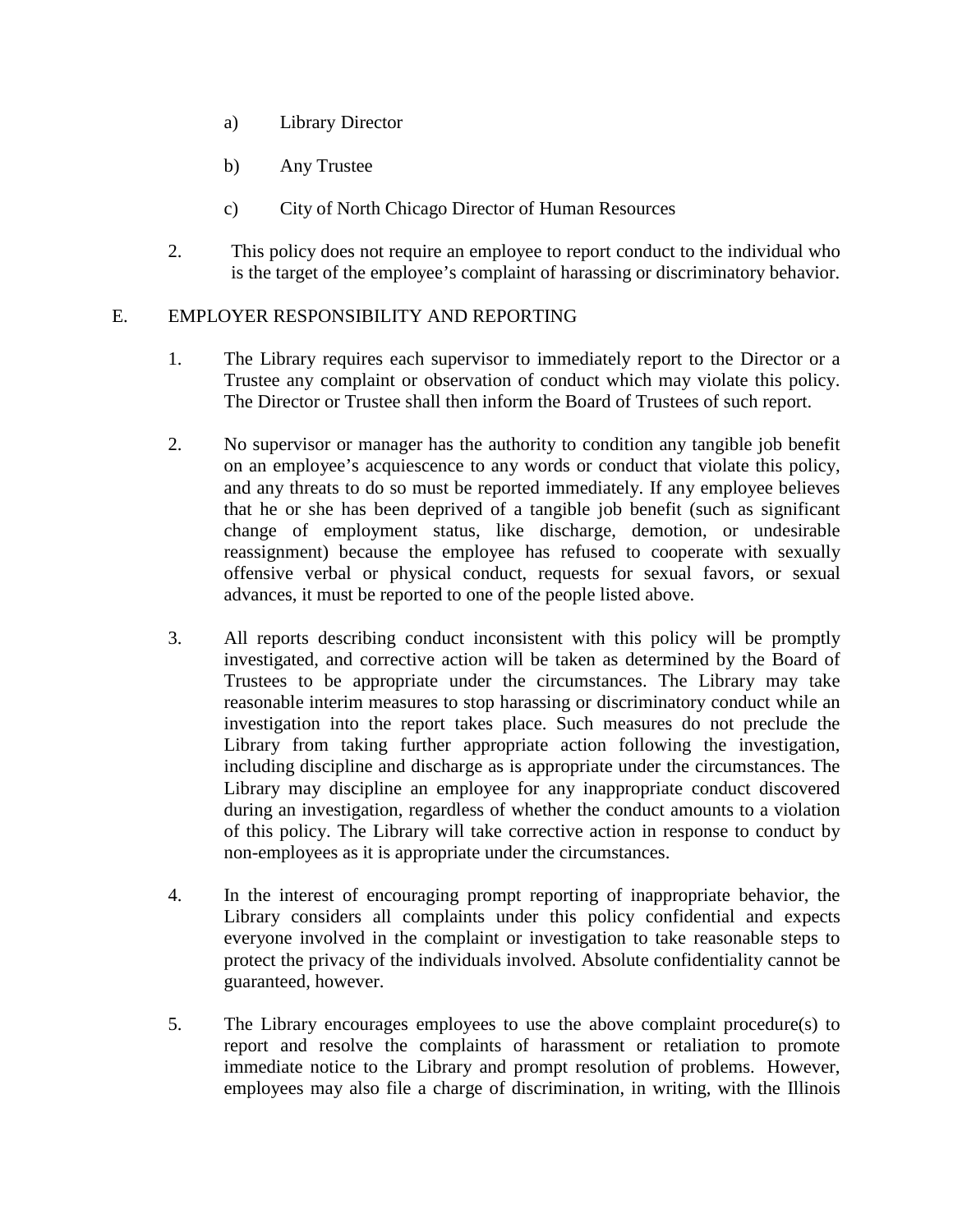a) Library Director

   b) Any Trustee

   c) City of North Chicago Director of Human Resources

2. This policy does not require an employee to report conduct to the individual who is the target of the employee's complaint of harassing or discriminatory behavior.

## E. EMPLOYER RESPONSIBILITY AND REPORTING

1. The Library requires each supervisor to immediately report to the Director or a Trustee any complaint or observation of conduct which may violate this policy. The Director or Trustee shall then inform the Board of Trustees of such report.

2. No supervisor or manager has the authority to condition any tangible job benefit on an employee's acquiescence to any words or conduct that violate this policy, and any threats to do so must be reported immediately. If any employee believes that he or she has been deprived of a tangible job benefit (such as significant change of employment status, like discharge, demotion, or undesirable reassignment) because the employee has refused to cooperate with sexually offensive verbal or physical conduct, requests for sexual favors, or sexual advances, it must be reported to one of the people listed above.

3. All reports describing conduct inconsistent with this policy will be promptly investigated, and corrective action will be taken as determined by the Board of Trustees to be appropriate under the circumstances. The Library may take reasonable interim measures to stop harassing or discriminatory conduct while an investigation into the report takes place. Such measures do not preclude the Library from taking further appropriate action following the investigation, including discipline and discharge as is appropriate under the circumstances. The Library may discipline an employee for any inappropriate conduct discovered during an investigation, regardless of whether the conduct amounts to a violation of this policy. The Library will take corrective action in response to conduct by non-employees as it is appropriate under the circumstances.

4. In the interest of encouraging prompt reporting of inappropriate behavior, the Library considers all complaints under this policy confidential and expects everyone involved in the complaint or investigation to take reasonable steps to protect the privacy of the individuals involved. Absolute confidentiality cannot be guaranteed, however.

5. The Library encourages employees to use the above complaint procedure(s) to report and resolve the complaints of harassment or retaliation to promote immediate notice to the Library and prompt resolution of problems. However, employees may also file a charge of discrimination, in writing, with the Illinois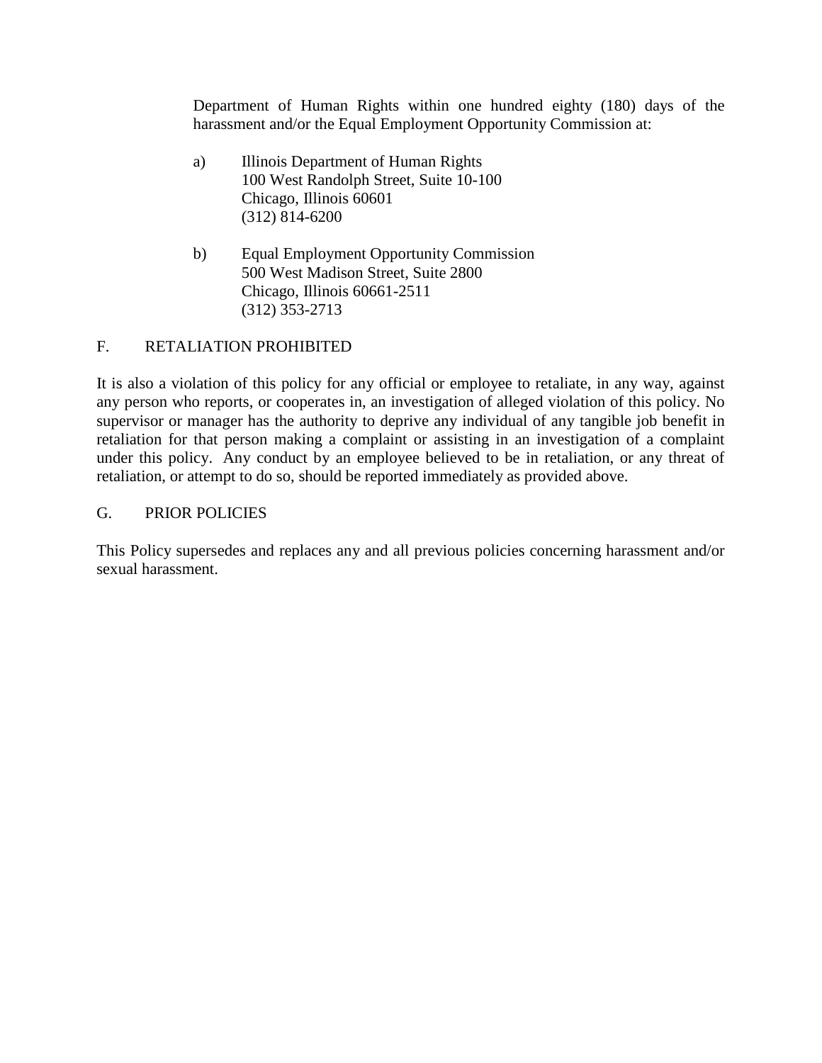Department of Human Rights within one hundred eighty (180) days of the harassment and/or the Equal Employment Opportunity Commission at:

a) Illinois Department of Human Rights
100 West Randolph Street, Suite 10-100
Chicago, Illinois 60601
(312) 814-6200

b) Equal Employment Opportunity Commission
500 West Madison Street, Suite 2800
Chicago, Illinois 60661-2511
(312) 353-2713

## F. RETALIATION PROHIBITED

It is also a violation of this policy for any official or employee to retaliate, in any way, against any person who reports, or cooperates in, an investigation of alleged violation of this policy. No supervisor or manager has the authority to deprive any individual of any tangible job benefit in retaliation for that person making a complaint or assisting in an investigation of a complaint under this policy. Any conduct by an employee believed to be in retaliation, or any threat of retaliation, or attempt to do so, should be reported immediately as provided above.

## G. PRIOR POLICIES

This Policy supersedes and replaces any and all previous policies concerning harassment and/or sexual harassment.